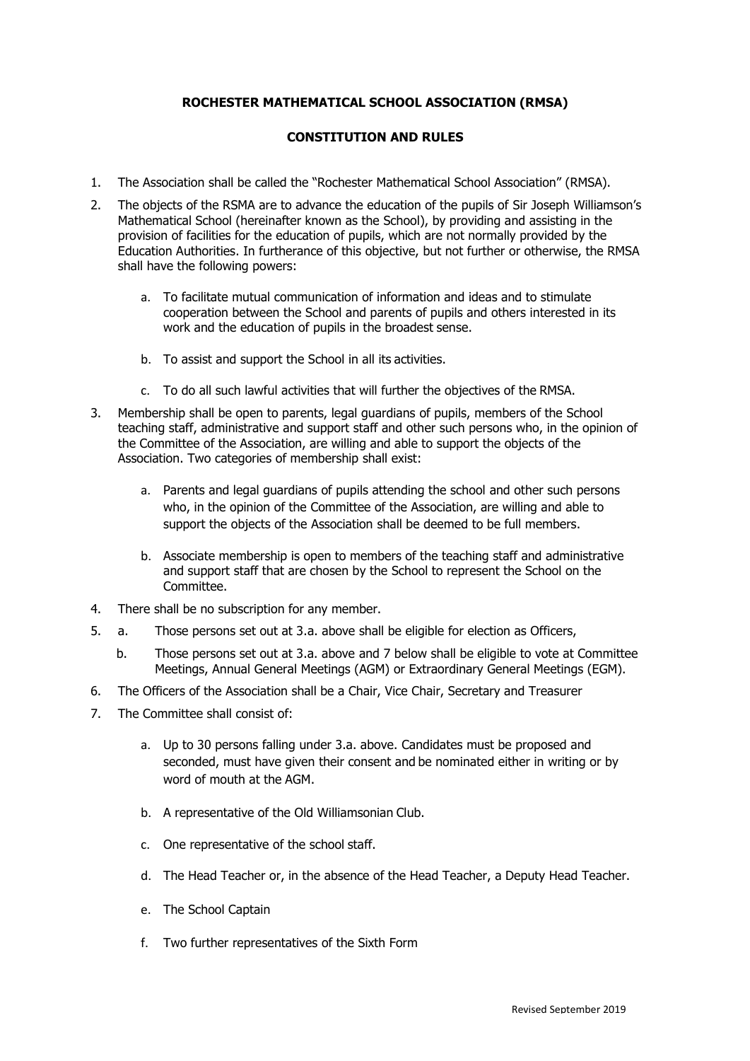**ROCHESTER MATHEMATICAL SCHOOL ASSOCIATION (RMSA)**

**CONSTITUTION AND RULES**

1. The Association shall be called the "Rochester Mathematical School Association" (RMSA).
2. The objects of the RSMA are to advance the education of the pupils of Sir Joseph Williamson's Mathematical School (hereinafter known as the School), by providing and assisting in the provision of facilities for the education of pupils, which are not normally provided by the Education Authorities. In furtherance of this objective, but not further or otherwise, the RMSA shall have the following powers:
   a. To facilitate mutual communication of information and ideas and to stimulate cooperation between the School and parents of pupils and others interested in its work and the education of pupils in the broadest sense.
   b. To assist and support the School in all its activities.
   c. To do all such lawful activities that will further the objectives of the RMSA.
3. Membership shall be open to parents, legal guardians of pupils, members of the School teaching staff, administrative and support staff and other such persons who, in the opinion of the Committee of the Association, are willing and able to support the objects of the Association. Two categories of membership shall exist:
   a. Parents and legal guardians of pupils attending the school and other such persons who, in the opinion of the Committee of the Association, are willing and able to support the objects of the Association shall be deemed to be full members.
   b. Associate membership is open to members of the teaching staff and administrative and support staff that are chosen by the School to represent the School on the Committee.
4. There shall be no subscription for any member.
5. a. Those persons set out at 3.a. above shall be eligible for election as Officers,
   b. Those persons set out at 3.a. above and 7 below shall be eligible to vote at Committee Meetings, Annual General Meetings (AGM) or Extraordinary General Meetings (EGM).
6. The Officers of the Association shall be a Chair, Vice Chair, Secretary and Treasurer
7. The Committee shall consist of:
   a. Up to 30 persons falling under 3.a. above. Candidates must be proposed and seconded, must have given their consent and be nominated either in writing or by word of mouth at the AGM.
   b. A representative of the Old Williamsonian Club.
   c. One representative of the school staff.
   d. The Head Teacher or, in the absence of the Head Teacher, a Deputy Head Teacher.
   e. The School Captain
   f. Two further representatives of the Sixth Form

Revised September 2019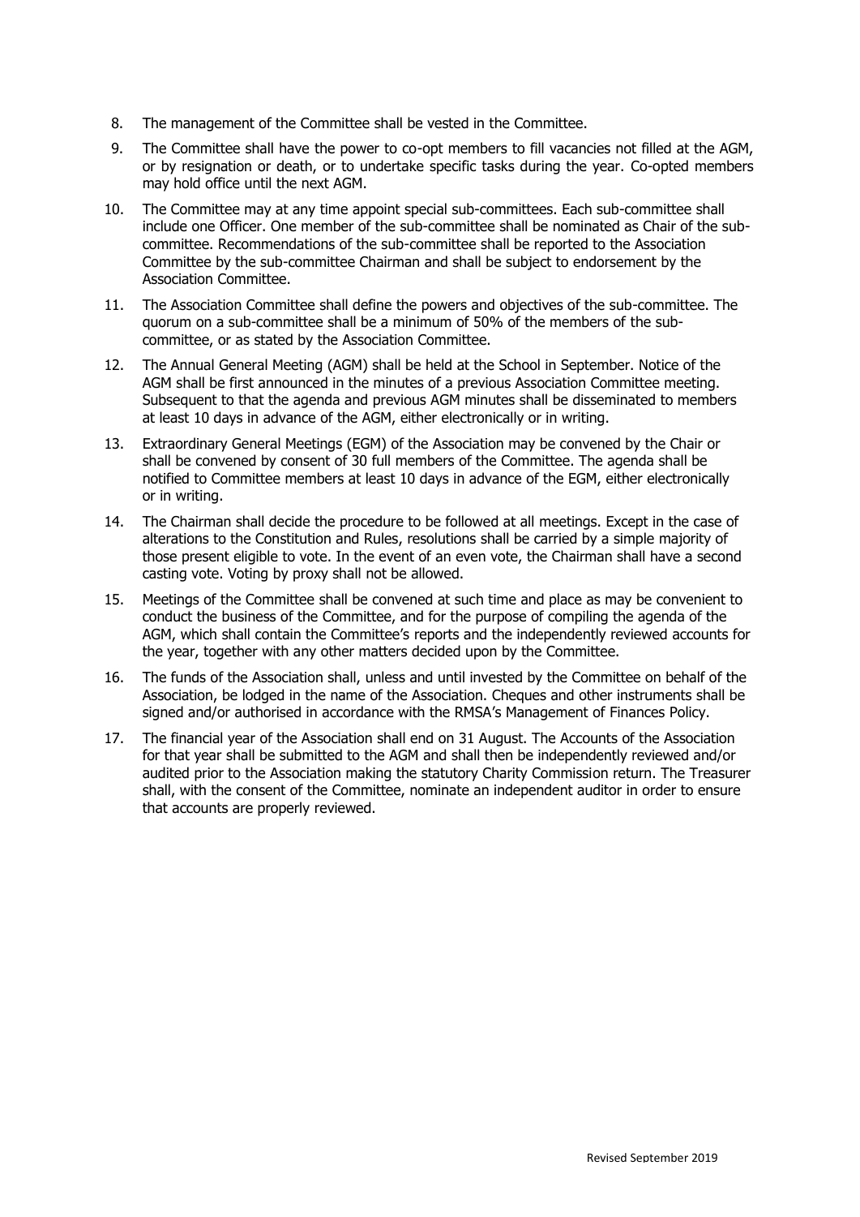8. The management of the Committee shall be vested in the Committee.
9. The Committee shall have the power to co-opt members to fill vacancies not filled at the AGM, or by resignation or death, or to undertake specific tasks during the year. Co-opted members may hold office until the next AGM.
10. The Committee may at any time appoint special sub-committees. Each sub-committee shall include one Officer. One member of the sub-committee shall be nominated as Chair of the sub-committee. Recommendations of the sub-committee shall be reported to the Association Committee by the sub-committee Chairman and shall be subject to endorsement by the Association Committee.
11. The Association Committee shall define the powers and objectives of the sub-committee. The quorum on a sub-committee shall be a minimum of 50% of the members of the sub-committee, or as stated by the Association Committee.
12. The Annual General Meeting (AGM) shall be held at the School in September. Notice of the AGM shall be first announced in the minutes of a previous Association Committee meeting. Subsequent to that the agenda and previous AGM minutes shall be disseminated to members at least 10 days in advance of the AGM, either electronically or in writing.
13. Extraordinary General Meetings (EGM) of the Association may be convened by the Chair or shall be convened by consent of 30 full members of the Committee. The agenda shall be notified to Committee members at least 10 days in advance of the EGM, either electronically or in writing.
14. The Chairman shall decide the procedure to be followed at all meetings. Except in the case of alterations to the Constitution and Rules, resolutions shall be carried by a simple majority of those present eligible to vote. In the event of an even vote, the Chairman shall have a second casting vote. Voting by proxy shall not be allowed.
15. Meetings of the Committee shall be convened at such time and place as may be convenient to conduct the business of the Committee, and for the purpose of compiling the agenda of the AGM, which shall contain the Committee's reports and the independently reviewed accounts for the year, together with any other matters decided upon by the Committee.
16. The funds of the Association shall, unless and until invested by the Committee on behalf of the Association, be lodged in the name of the Association. Cheques and other instruments shall be signed and/or authorised in accordance with the RMSA's Management of Finances Policy.
17. The financial year of the Association shall end on 31 August. The Accounts of the Association for that year shall be submitted to the AGM and shall then be independently reviewed and/or audited prior to the Association making the statutory Charity Commission return. The Treasurer shall, with the consent of the Committee, nominate an independent auditor in order to ensure that accounts are properly reviewed.

Revised September 2019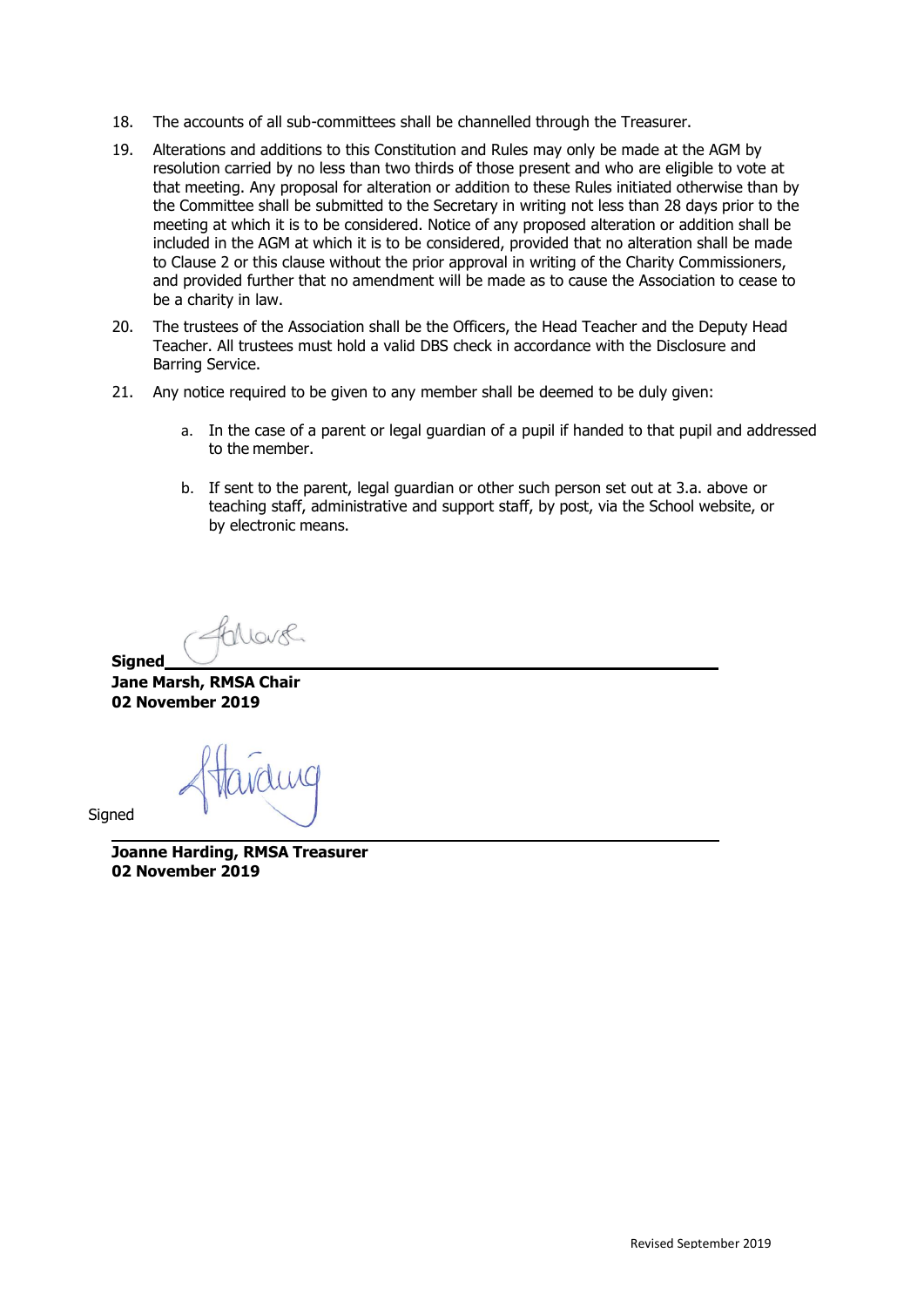18. The accounts of all sub-committees shall be channelled through the Treasurer.
19. Alterations and additions to this Constitution and Rules may only be made at the AGM by resolution carried by no less than two thirds of those present and who are eligible to vote at that meeting. Any proposal for alteration or addition to these Rules initiated otherwise than by the Committee shall be submitted to the Secretary in writing not less than 28 days prior to the meeting at which it is to be considered. Notice of any proposed alteration or addition shall be included in the AGM at which it is to be considered, provided that no alteration shall be made to Clause 2 or this clause without the prior approval in writing of the Charity Commissioners, and provided further that no amendment will be made as to cause the Association to cease to be a charity in law.
20. The trustees of the Association shall be the Officers, the Head Teacher and the Deputy Head Teacher. All trustees must hold a valid DBS check in accordance with the Disclosure and Barring Service.
21. Any notice required to be given to any member shall be deemed to be duly given:
    a. In the case of a parent or legal guardian of a pupil if handed to that pupil and addressed to the member.
    b. If sent to the parent, legal guardian or other such person set out at 3.a. above or teaching staff, administrative and support staff, by post, via the School website, or by electronic means.

**Signed**\_\_\_\_\_\_\_\_\_\_\_\_\_\_\_\_\_\_\_\_\_\_\_\_\_\_\_\_\_\_\_\_

**Jane Marsh, RMSA Chair**
**02 November 2019**

Signed \_\_\_\_\_\_\_\_\_\_\_\_\_\_\_\_\_\_\_\_\_\_\_\_\_\_\_\_\_\_\_\_

**Joanne Harding, RMSA Treasurer**
**02 November 2019**

Revised September 2019